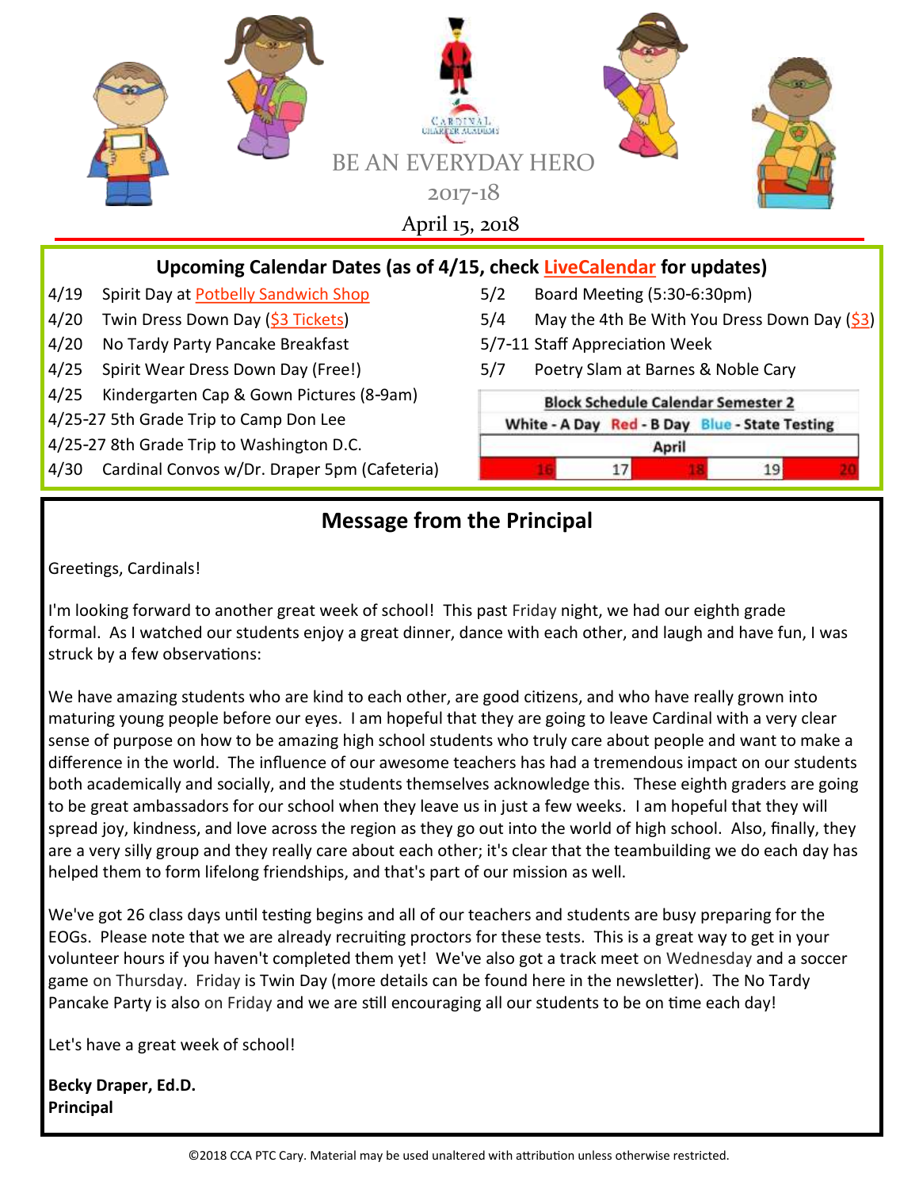# BE AN EVERYDAY HERO

2017-18

April 15, 2018

## Upcoming Calendar Dates (as of 4/15, check LiveCalendar for updates)

- 4/19 Spirit Day at Potbelly Sandwich Shop
- 4/20 Twin Dress Down Day ($3 Tickets)
- 4/20 No Tardy Party Pancake Breakfast
- 4/25 Spirit Wear Dress Down Day (Free!)
- 4/25 Kindergarten Cap & Gown Pictures (8-9am)
- 4/25-27 5th Grade Trip to Camp Don Lee
- 4/25-27 8th Grade Trip to Washington D.C.
- 4/30 Cardinal Convos w/Dr. Draper 5pm (Cafeteria)
- 5/2 Board Meeting (5:30-6:30pm)
- 5/4 May the 4th Be With You Dress Down Day ($3)
- 5/7-11 Staff Appreciation Week
- 5/7 Poetry Slam at Barnes & Noble Cary

| Block Schedule Calendar Semester 2 | | | | |
|---|---|---|---|---|
| White - A Day | Red - B Day | Blue - State Testing | | |
| April | | | | |
| 16 | 17 | 18 | 19 | 20 |

## Message from the Principal

Greetings, Cardinals!

I'm looking forward to another great week of school! This past Friday night, we had our eighth grade formal. As I watched our students enjoy a great dinner, dance with each other, and laugh and have fun, I was struck by a few observations:

We have amazing students who are kind to each other, are good citizens, and who have really grown into maturing young people before our eyes. I am hopeful that they are going to leave Cardinal with a very clear sense of purpose on how to be amazing high school students who truly care about people and want to make a difference in the world. The influence of our awesome teachers has had a tremendous impact on our students both academically and socially, and the students themselves acknowledge this. These eighth graders are going to be great ambassadors for our school when they leave us in just a few weeks. I am hopeful that they will spread joy, kindness, and love across the region as they go out into the world of high school. Also, finally, they are a very silly group and they really care about each other; it's clear that the teambuilding we do each day has helped them to form lifelong friendships, and that's part of our mission as well.

We've got 26 class days until testing begins and all of our teachers and students are busy preparing for the EOGs. Please note that we are already recruiting proctors for these tests. This is a great way to get in your volunteer hours if you haven't completed them yet! We've also got a track meet on Wednesday and a soccer game on Thursday. Friday is Twin Day (more details can be found here in the newsletter). The No Tardy Pancake Party is also on Friday and we are still encouraging all our students to be on time each day!

Let's have a great week of school!

**Becky Draper, Ed.D.**
**Principal**

©2018 CCA PTC Cary. Material may be used unaltered with attribution unless otherwise restricted.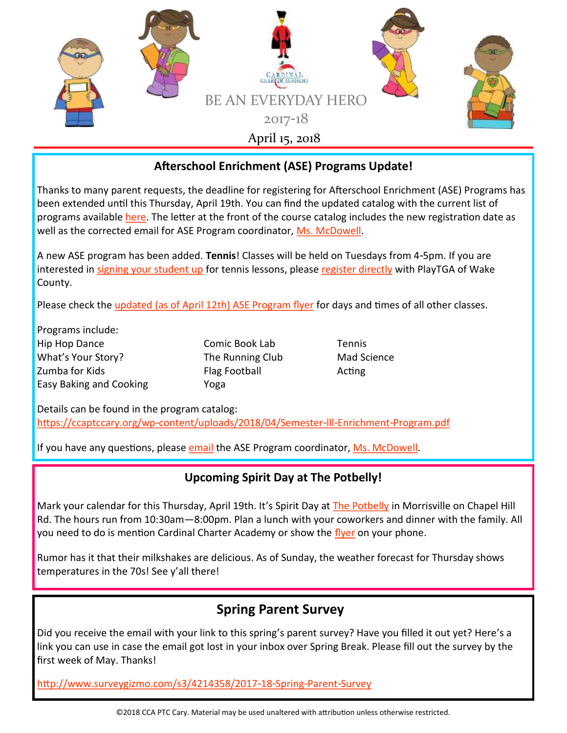BE AN EVERYDAY HERO

2017-18

April 15, 2018

## Afterschool Enrichment (ASE) Programs Update!

Thanks to many parent requests, the deadline for registering for Afterschool Enrichment (ASE) Programs has been extended until this Thursday, April 19th. You can find the updated catalog with the current list of programs available here. The letter at the front of the course catalog includes the new registration date as well as the corrected email for ASE Program coordinator, Ms. McDowell.

A new ASE program has been added. **Tennis**! Classes will be held on Tuesdays from 4-5pm. If you are interested in signing your student up for tennis lessons, please register directly with PlayTGA of Wake County.

Please check the updated (as of April 12th) ASE Program flyer for days and times of all other classes.

Programs include:

- Hip Hop Dance
- What's Your Story?
- Zumba for Kids
- Easy Baking and Cooking
- Comic Book Lab
- The Running Club
- Flag Football
- Yoga
- Tennis
- Mad Science
- Acting

Details can be found in the program catalog:
https://ccaptccary.org/wp-content/uploads/2018/04/Semester-lll-Enrichment-Program.pdf

If you have any questions, please email the ASE Program coordinator, Ms. McDowell.

## Upcoming Spirit Day at The Potbelly!

Mark your calendar for this Thursday, April 19th. It's Spirit Day at The Potbelly in Morrisville on Chapel Hill Rd. The hours run from 10:30am—8:00pm. Plan a lunch with your coworkers and dinner with the family. All you need to do is mention Cardinal Charter Academy or show the flyer on your phone.

Rumor has it that their milkshakes are delicious. As of Sunday, the weather forecast for Thursday shows temperatures in the 70s! See y'all there!

## Spring Parent Survey

Did you receive the email with your link to this spring's parent survey? Have you filled it out yet? Here's a link you can use in case the email got lost in your inbox over Spring Break. Please fill out the survey by the first week of May. Thanks!

http://www.surveygizmo.com/s3/4214358/2017-18-Spring-Parent-Survey

©2018 CCA PTC Cary. Material may be used unaltered with attribution unless otherwise restricted.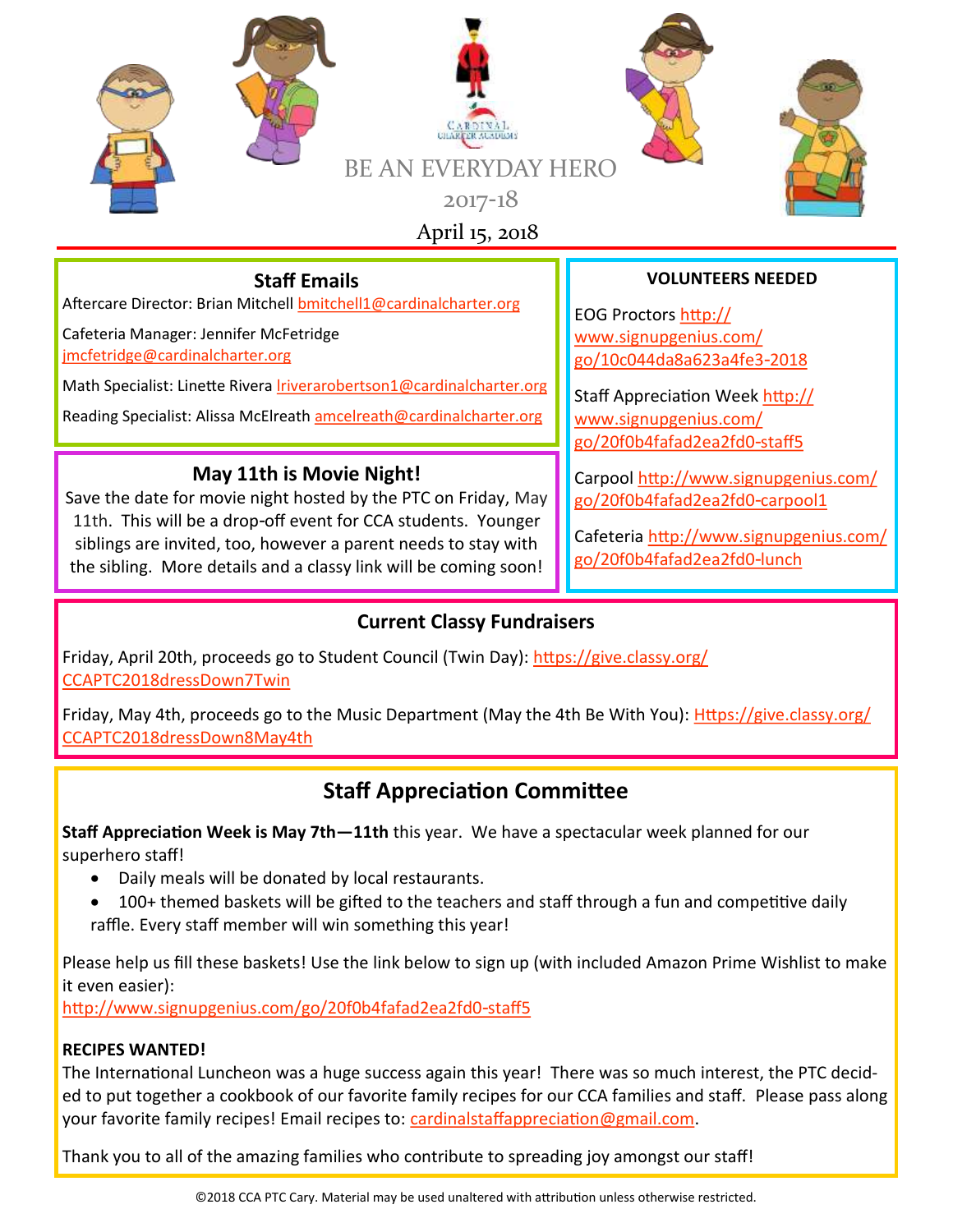# BE AN EVERYDAY HERO

2017-18

April 15, 2018

## Staff Emails

Aftercare Director: Brian Mitchell bmitchell1@cardinalcharter.org

Cafeteria Manager: Jennifer McFetridge jmcfetridge@cardinalcharter.org

Math Specialist: Linette Rivera lriverarobertson1@cardinalcharter.org

Reading Specialist: Alissa McElreath amcelreath@cardinalcharter.org

## May 11th is Movie Night!

Save the date for movie night hosted by the PTC on Friday, May 11th. This will be a drop-off event for CCA students. Younger siblings are invited, too, however a parent needs to stay with the sibling. More details and a classy link will be coming soon!

## VOLUNTEERS NEEDED

EOG Proctors http://www.signupgenius.com/go/10c044da8a623a4fe3-2018

Staff Appreciation Week http://www.signupgenius.com/go/20f0b4fafad2ea2fd0-staff5

Carpool http://www.signupgenius.com/go/20f0b4fafad2ea2fd0-carpool1

Cafeteria http://www.signupgenius.com/go/20f0b4fafad2ea2fd0-lunch

## Current Classy Fundraisers

Friday, April 20th, proceeds go to Student Council (Twin Day): https://give.classy.org/CCAPTC2018dressDown7Twin

Friday, May 4th, proceeds go to the Music Department (May the 4th Be With You): Https://give.classy.org/CCAPTC2018dressDown8May4th

## Staff Appreciation Committee

**Staff Appreciation Week is May 7th—11th** this year. We have a spectacular week planned for our superhero staff!

- Daily meals will be donated by local restaurants.
- 100+ themed baskets will be gifted to the teachers and staff through a fun and competitive daily raffle. Every staff member will win something this year!

Please help us fill these baskets! Use the link below to sign up (with included Amazon Prime Wishlist to make it even easier):
http://www.signupgenius.com/go/20f0b4fafad2ea2fd0-staff5

**RECIPES WANTED!**
The International Luncheon was a huge success again this year! There was so much interest, the PTC decided to put together a cookbook of our favorite family recipes for our CCA families and staff. Please pass along your favorite family recipes! Email recipes to: cardinalstaffappreciation@gmail.com.

Thank you to all of the amazing families who contribute to spreading joy amongst our staff!

©2018 CCA PTC Cary. Material may be used unaltered with attribution unless otherwise restricted.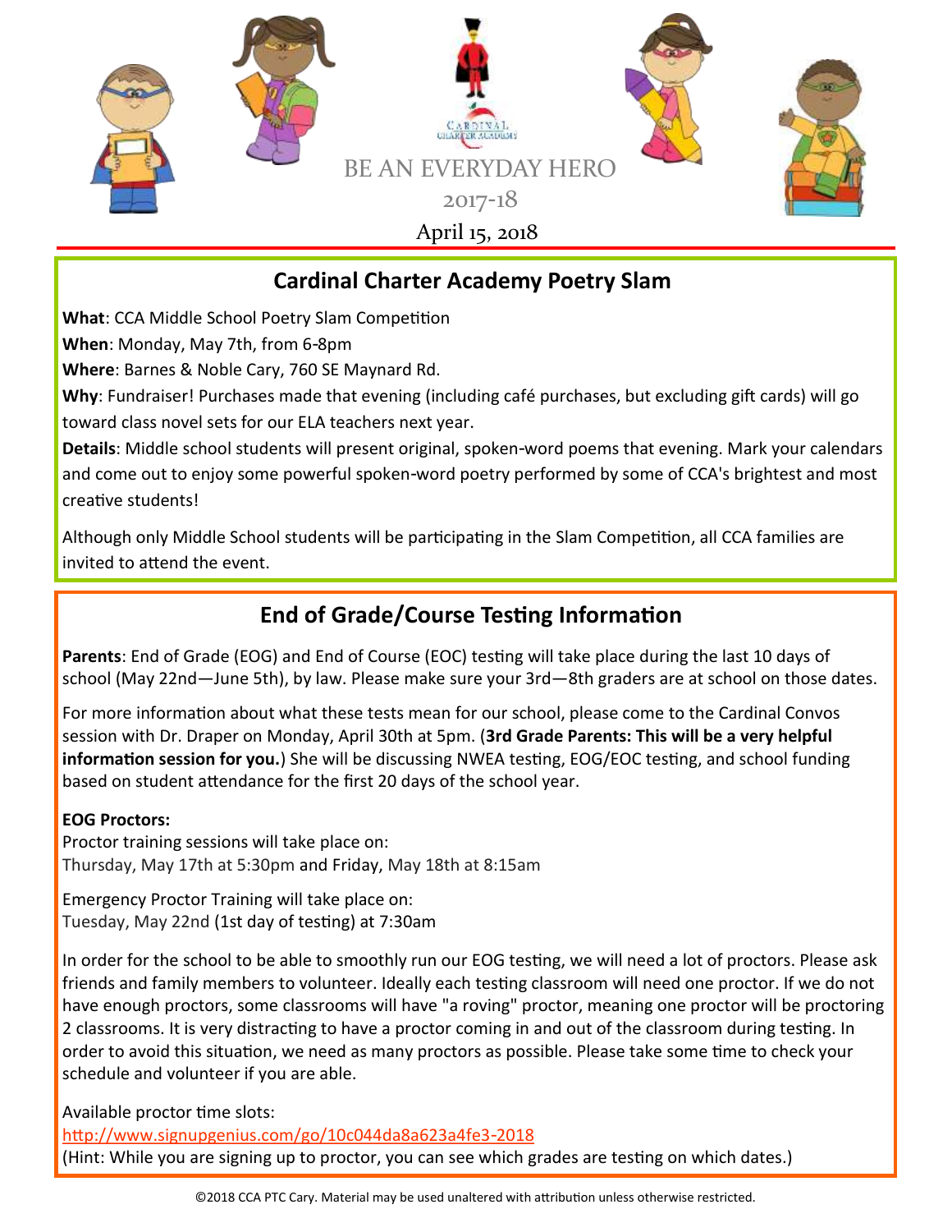BE AN EVERYDAY HERO

2017-18

April 15, 2018

## Cardinal Charter Academy Poetry Slam

**What**: CCA Middle School Poetry Slam Competition

**When**: Monday, May 7th, from 6-8pm

**Where**: Barnes & Noble Cary, 760 SE Maynard Rd.

**Why**: Fundraiser! Purchases made that evening (including café purchases, but excluding gift cards) will go toward class novel sets for our ELA teachers next year.

**Details**: Middle school students will present original, spoken-word poems that evening. Mark your calendars and come out to enjoy some powerful spoken-word poetry performed by some of CCA's brightest and most creative students!

Although only Middle School students will be participating in the Slam Competition, all CCA families are invited to attend the event.

## End of Grade/Course Testing Information

**Parents**: End of Grade (EOG) and End of Course (EOC) testing will take place during the last 10 days of school (May 22nd—June 5th), by law. Please make sure your 3rd—8th graders are at school on those dates.

For more information about what these tests mean for our school, please come to the Cardinal Convos session with Dr. Draper on Monday, April 30th at 5pm. (**3rd Grade Parents: This will be a very helpful information session for you.**) She will be discussing NWEA testing, EOG/EOC testing, and school funding based on student attendance for the first 20 days of the school year.

**EOG Proctors:**

Proctor training sessions will take place on:
Thursday, May 17th at 5:30pm and Friday, May 18th at 8:15am

Emergency Proctor Training will take place on:
Tuesday, May 22nd (1st day of testing) at 7:30am

In order for the school to be able to smoothly run our EOG testing, we will need a lot of proctors. Please ask friends and family members to volunteer. Ideally each testing classroom will need one proctor. If we do not have enough proctors, some classrooms will have "a roving" proctor, meaning one proctor will be proctoring 2 classrooms. It is very distracting to have a proctor coming in and out of the classroom during testing. In order to avoid this situation, we need as many proctors as possible. Please take some time to check your schedule and volunteer if you are able.

Available proctor time slots:
http://www.signupgenius.com/go/10c044da8a623a4fe3-2018
(Hint: While you are signing up to proctor, you can see which grades are testing on which dates.)

©2018 CCA PTC Cary. Material may be used unaltered with attribution unless otherwise restricted.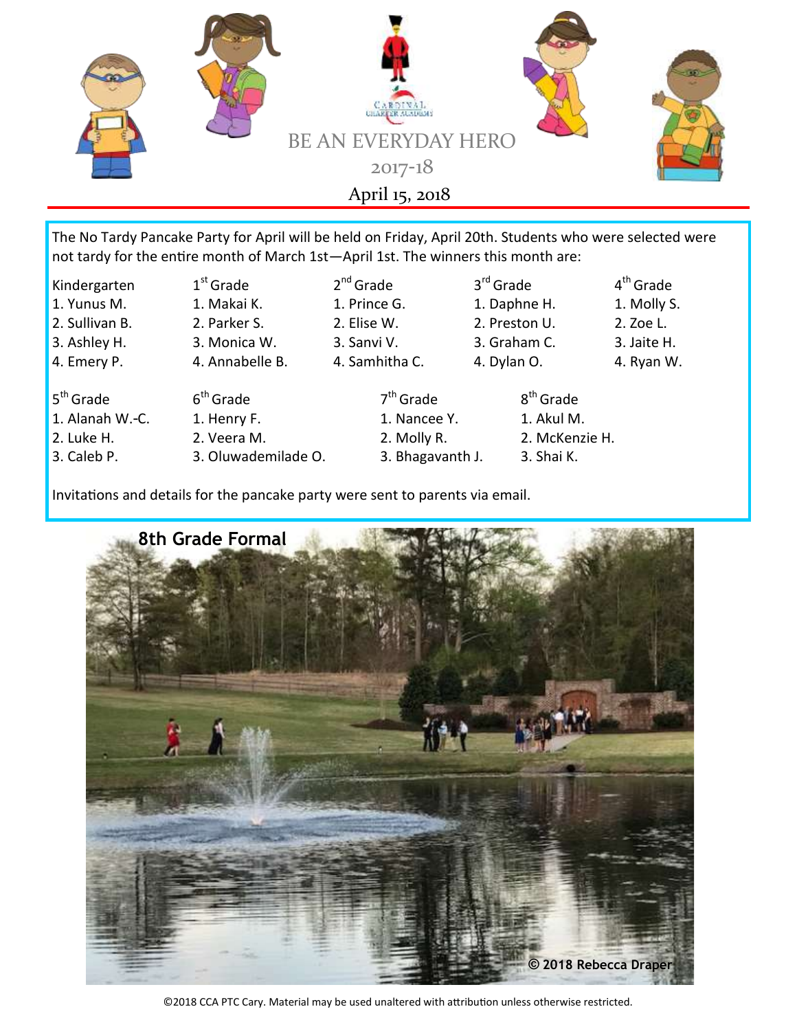CARDINAL CHARTER ACADEMY

# BE AN EVERYDAY HERO

2017-18

April 15, 2018

The No Tardy Pancake Party for April will be held on Friday, April 20th. Students who were selected were not tardy for the entire month of March 1st—April 1st. The winners this month are:

| Kindergarten | 1st Grade | 2nd Grade | 3rd Grade | 4th Grade |
|---|---|---|---|---|
| 1. Yunus M. | 1. Makai K. | 1. Prince G. | 1. Daphne H. | 1. Molly S. |
| 2. Sullivan B. | 2. Parker S. | 2. Elise W. | 2. Preston U. | 2. Zoe L. |
| 3. Ashley H. | 3. Monica W. | 3. Sanvi V. | 3. Graham C. | 3. Jaite H. |
| 4. Emery P. | 4. Annabelle B. | 4. Samhitha C. | 4. Dylan O. | 4. Ryan W. |

| 5th Grade | 6th Grade | 7th Grade | 8th Grade |
|---|---|---|---|
| 1. Alanah W.-C. | 1. Henry F. | 1. Nancee Y. | 1. Akul M. |
| 2. Luke H. | 2. Veera M. | 2. Molly R. | 2. McKenzie H. |
| 3. Caleb P. | 3. Oluwademilade O. | 3. Bhagavanth J. | 3. Shai K. |

Invitations and details for the pancake party were sent to parents via email.

**8th Grade Formal**

**© 2018 Rebecca Draper**

©2018 CCA PTC Cary. Material may be used unaltered with attribution unless otherwise restricted.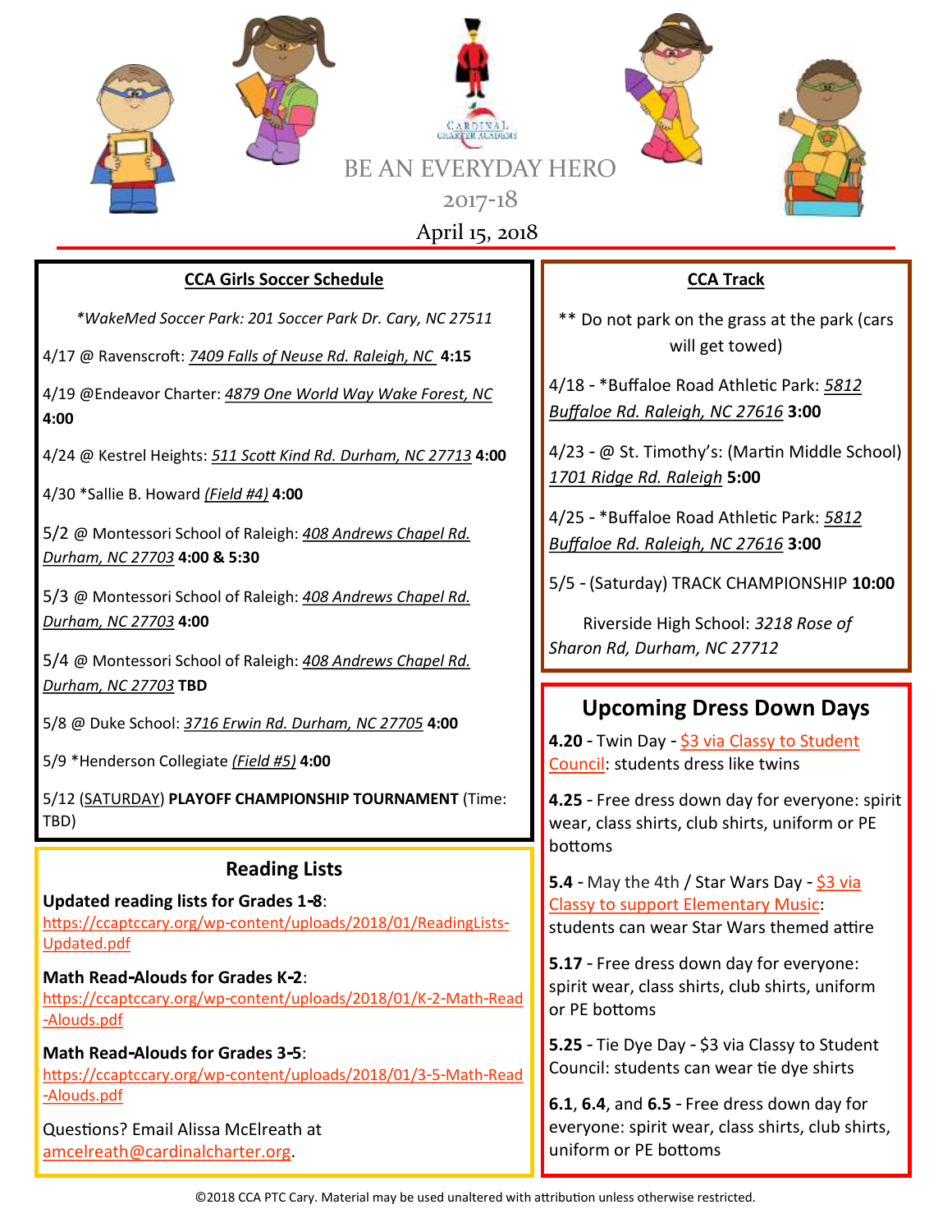# BE AN EVERYDAY HERO

2017-18

April 15, 2018

## CCA Girls Soccer Schedule

*\*WakeMed Soccer Park: 201 Soccer Park Dr. Cary, NC 27511*

4/17 @ Ravenscroft: *7409 Falls of Neuse Rd. Raleigh, NC* **4:15**

4/19 @Endeavor Charter: *4879 One World Way Wake Forest, NC* **4:00**

4/24 @ Kestrel Heights: *511 Scott Kind Rd. Durham, NC 27713* **4:00**

4/30 *Sallie B. Howard *(Field #4)* **4:00**

5/2 @ Montessori School of Raleigh: *408 Andrews Chapel Rd. Durham, NC 27703* **4:00 & 5:30**

5/3 @ Montessori School of Raleigh: *408 Andrews Chapel Rd. Durham, NC 27703* **4:00**

5/4 @ Montessori School of Raleigh: *408 Andrews Chapel Rd. Durham, NC 27703* **TBD**

5/8 @ Duke School: *3716 Erwin Rd. Durham, NC 27705* **4:00**

5/9 *Henderson Collegiate *(Field #5)* **4:00**

5/12 (SATURDAY) **PLAYOFF CHAMPIONSHIP TOURNAMENT** (Time: TBD)

## Reading Lists

**Updated reading lists for Grades 1-8**:
https://ccaptccary.org/wp-content/uploads/2018/01/ReadingLists-Updated.pdf

**Math Read-Alouds for Grades K-2**:
https://ccaptccary.org/wp-content/uploads/2018/01/K-2-Math-Read-Alouds.pdf

**Math Read-Alouds for Grades 3-5**:
https://ccaptccary.org/wp-content/uploads/2018/01/3-5-Math-Read-Alouds.pdf

Questions? Email Alissa McElreath at amcelreath@cardinalcharter.org.

## CCA Track

** Do not park on the grass at the park (cars will get towed)

4/18 - *Buffalo Road Athletic Park: *5812 Buffalo Rd. Raleigh, NC 27616* **3:00**

4/23 - @ St. Timothy's: (Martin Middle School) *1701 Ridge Rd. Raleigh* **5:00**

4/25 - *Buffalo Road Athletic Park: *5812 Buffalo Rd. Raleigh, NC 27616* **3:00**

5/5 - (Saturday) TRACK CHAMPIONSHIP **10:00**

Riverside High School: *3218 Rose of Sharon Rd, Durham, NC 27712*

## Upcoming Dress Down Days

**4.20** - Twin Day - $3 via Classy to Student Council: students dress like twins

**4.25** - Free dress down day for everyone: spirit wear, class shirts, club shirts, uniform or PE bottoms

**5.4** - May the 4th / Star Wars Day - $3 via Classy to support Elementary Music: students can wear Star Wars themed attire

**5.17** - Free dress down day for everyone: spirit wear, class shirts, club shirts, uniform or PE bottoms

**5.25** - Tie Dye Day - $3 via Classy to Student Council: students can wear tie dye shirts

**6.1**, **6.4**, and **6.5** - Free dress down day for everyone: spirit wear, class shirts, club shirts, uniform or PE bottoms

©2018 CCA PTC Cary. Material may be used unaltered with attribution unless otherwise restricted.